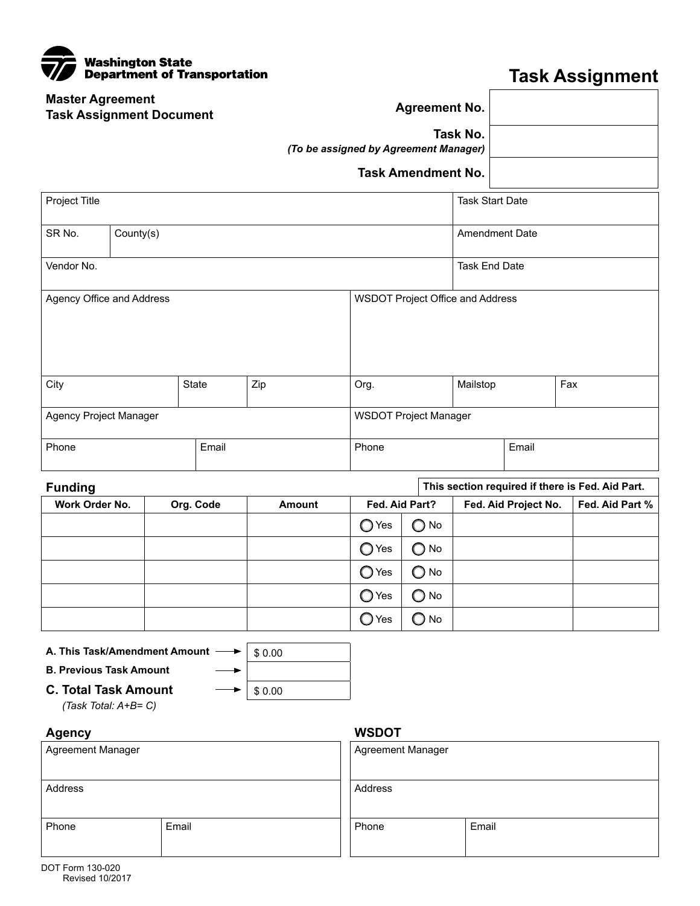Washington State Department of Transportation

# Task Assignment

**Master Agreement**
**Task Assignment Document**

| | |
|---|---|
| **Agreement No.** | |
| **Task No.** *(To be assigned by Agreement Manager)* | |
| **Task Amendment No.** | |

| Project Title | | | | | Task Start Date |
|---|---|---|---|---|---|
| SR No. | County(s) | | | | Amendment Date |
| Vendor No. | | | | | Task End Date |

| Agency Office and Address | | | WSDOT Project Office and Address | | |
|---|---|---|---|---|---|
| City | State | Zip | Org. | Mailstop | Fax |
| Agency Project Manager | | | WSDOT Project Manager | | |
| Phone | Email | | Phone | Email | |

## Funding

This section required if there is Fed. Aid Part.

| Work Order No. | Org. Code | Amount | Fed. Aid Part? | | Fed. Aid Project No. | Fed. Aid Part % |
|---|---|---|---|---|---|---|
| | | | ◯ Yes | ◯ No | | |
| | | | ◯ Yes | ◯ No | | |
| | | | ◯ Yes | ◯ No | | |
| | | | ◯ Yes | ◯ No | | |
| | | | ◯ Yes | ◯ No | | |

| | |
|---|---|
| **A. This Task/Amendment Amount** → | $ 0.00 |
| **B. Previous Task Amount** → | |
| **C. Total Task Amount** → *(Task Total: A+B= C)* | $ 0.00 |

## Agency

| Agreement Manager | |
|---|---|
| Address | |
| Phone | Email |

## WSDOT

| Agreement Manager | |
|---|---|
| Address | |
| Phone | Email |

DOT Form 130-020
Revised 10/2017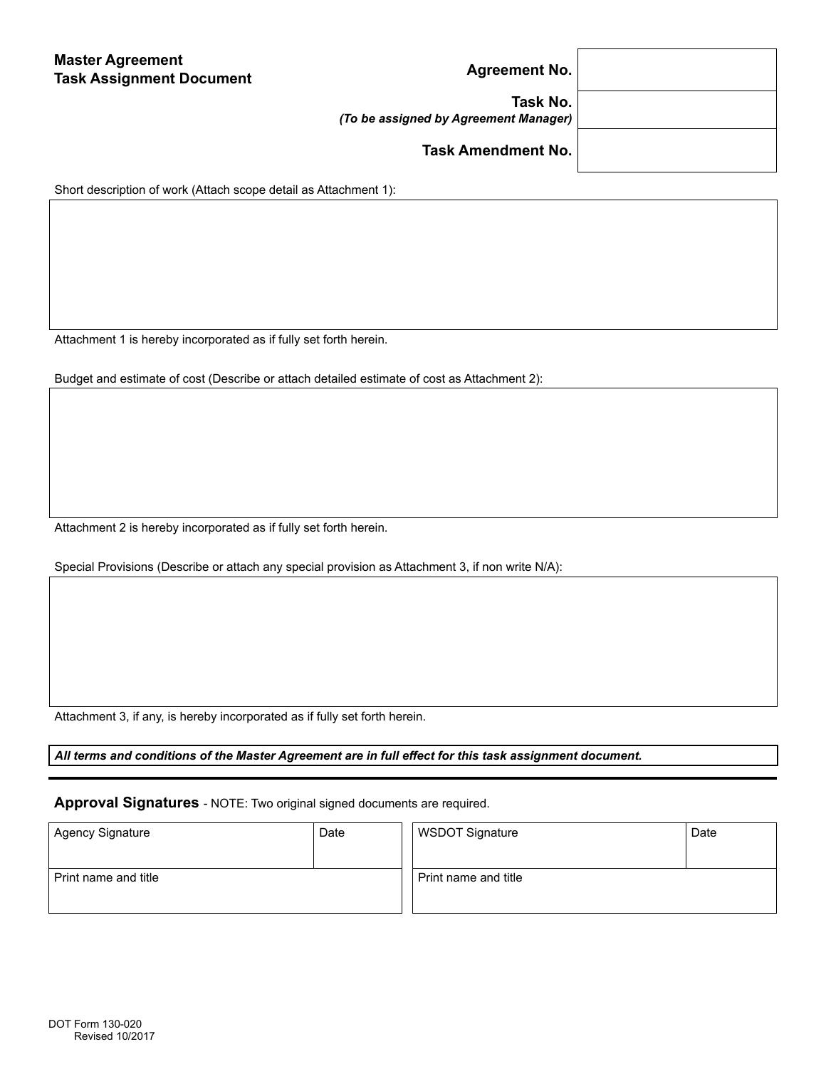**Master Agreement**
**Task Assignment Document**

| | |
|---|---|
| **Agreement No.** | |
| **Task No.** ***(To be assigned by Agreement Manager)*** | |
| **Task Amendment No.** | |

Short description of work (Attach scope detail as Attachment 1):

Attachment 1 is hereby incorporated as if fully set forth herein.

Budget and estimate of cost (Describe or attach detailed estimate of cost as Attachment 2):

Attachment 2 is hereby incorporated as if fully set forth herein.

Special Provisions (Describe or attach any special provision as Attachment 3, if non write N/A):

Attachment 3, if any, is hereby incorporated as if fully set forth herein.

***All terms and conditions of the Master Agreement are in full effect for this task assignment document.***

---

**Approval Signatures** - NOTE: Two original signed documents are required.

| | |
|---|---|
| Agency Signature | Date |
| Print name and title | |

| | |
|---|---|
| WSDOT Signature | Date |
| Print name and title | |

DOT Form 130-020
Revised 10/2017